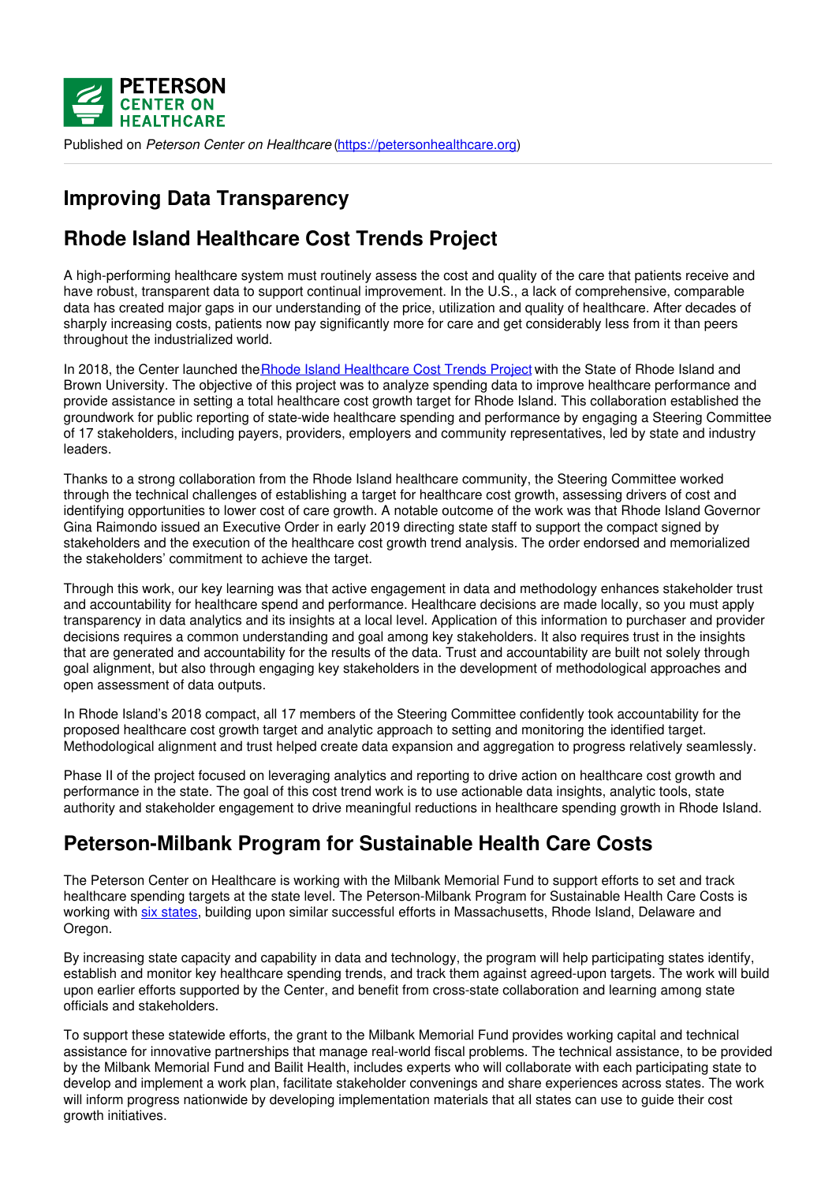Published on *Peterson Center on Healthcare* (https://petersonhealthcare.org)

# Improving Data Transparency

## Rhode Island Healthcare Cost Trends Project

A high-performing healthcare system must routinely assess the cost and quality of the care that patients receive and have robust, transparent data to support continual improvement. In the U.S., a lack of comprehensive, comparable data has created major gaps in our understanding of the price, utilization and quality of healthcare. After decades of sharply increasing costs, patients now pay significantly more for care and get considerably less from it than peers throughout the industrialized world.

In 2018, the Center launched the Rhode Island Healthcare Cost Trends Project with the State of Rhode Island and Brown University. The objective of this project was to analyze spending data to improve healthcare performance and provide assistance in setting a total healthcare cost growth target for Rhode Island. This collaboration established the groundwork for public reporting of state-wide healthcare spending and performance by engaging a Steering Committee of 17 stakeholders, including payers, providers, employers and community representatives, led by state and industry leaders.

Thanks to a strong collaboration from the Rhode Island healthcare community, the Steering Committee worked through the technical challenges of establishing a target for healthcare cost growth, assessing drivers of cost and identifying opportunities to lower cost of care growth. A notable outcome of the work was that Rhode Island Governor Gina Raimondo issued an Executive Order in early 2019 directing state staff to support the compact signed by stakeholders and the execution of the healthcare cost growth trend analysis. The order endorsed and memorialized the stakeholders' commitment to achieve the target.

Through this work, our key learning was that active engagement in data and methodology enhances stakeholder trust and accountability for healthcare spend and performance. Healthcare decisions are made locally, so you must apply transparency in data analytics and its insights at a local level. Application of this information to purchaser and provider decisions requires a common understanding and goal among key stakeholders. It also requires trust in the insights that are generated and accountability for the results of the data. Trust and accountability are built not solely through goal alignment, but also through engaging key stakeholders in the development of methodological approaches and open assessment of data outputs.

In Rhode Island's 2018 compact, all 17 members of the Steering Committee confidently took accountability for the proposed healthcare cost growth target and analytic approach to setting and monitoring the identified target. Methodological alignment and trust helped create data expansion and aggregation to progress relatively seamlessly.

Phase II of the project focused on leveraging analytics and reporting to drive action on healthcare cost growth and performance in the state. The goal of this cost trend work is to use actionable data insights, analytic tools, state authority and stakeholder engagement to drive meaningful reductions in healthcare spending growth in Rhode Island.

## Peterson-Milbank Program for Sustainable Health Care Costs

The Peterson Center on Healthcare is working with the Milbank Memorial Fund to support efforts to set and track healthcare spending targets at the state level. The Peterson-Milbank Program for Sustainable Health Care Costs is working with six states, building upon similar successful efforts in Massachusetts, Rhode Island, Delaware and Oregon.

By increasing state capacity and capability in data and technology, the program will help participating states identify, establish and monitor key healthcare spending trends, and track them against agreed-upon targets. The work will build upon earlier efforts supported by the Center, and benefit from cross-state collaboration and learning among state officials and stakeholders.

To support these statewide efforts, the grant to the Milbank Memorial Fund provides working capital and technical assistance for innovative partnerships that manage real-world fiscal problems. The technical assistance, to be provided by the Milbank Memorial Fund and Bailit Health, includes experts who will collaborate with each participating state to develop and implement a work plan, facilitate stakeholder convenings and share experiences across states. The work will inform progress nationwide by developing implementation materials that all states can use to guide their cost growth initiatives.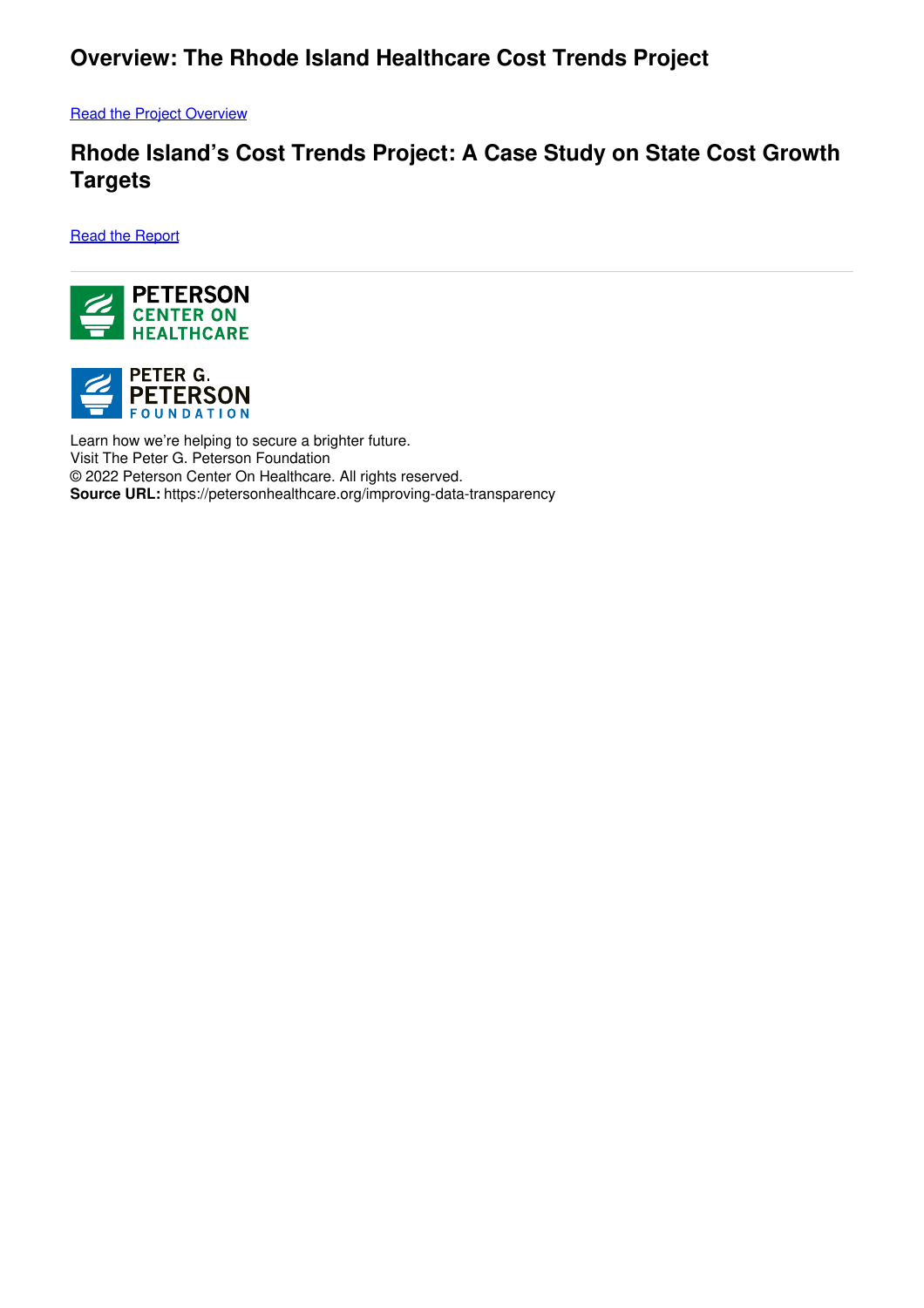## Overview: The Rhode Island Healthcare Cost Trends Project

Read the Project Overview

## Rhode Island's Cost Trends Project: A Case Study on State Cost Growth Targets

Read the Report

---

PETERSON CENTER ON HEALTHCARE

PETER G. PETERSON FOUNDATION

Learn how we're helping to secure a brighter future.
Visit The Peter G. Peterson Foundation
© 2022 Peterson Center On Healthcare. All rights reserved.
**Source URL:** https://petersonhealthcare.org/improving-data-transparency